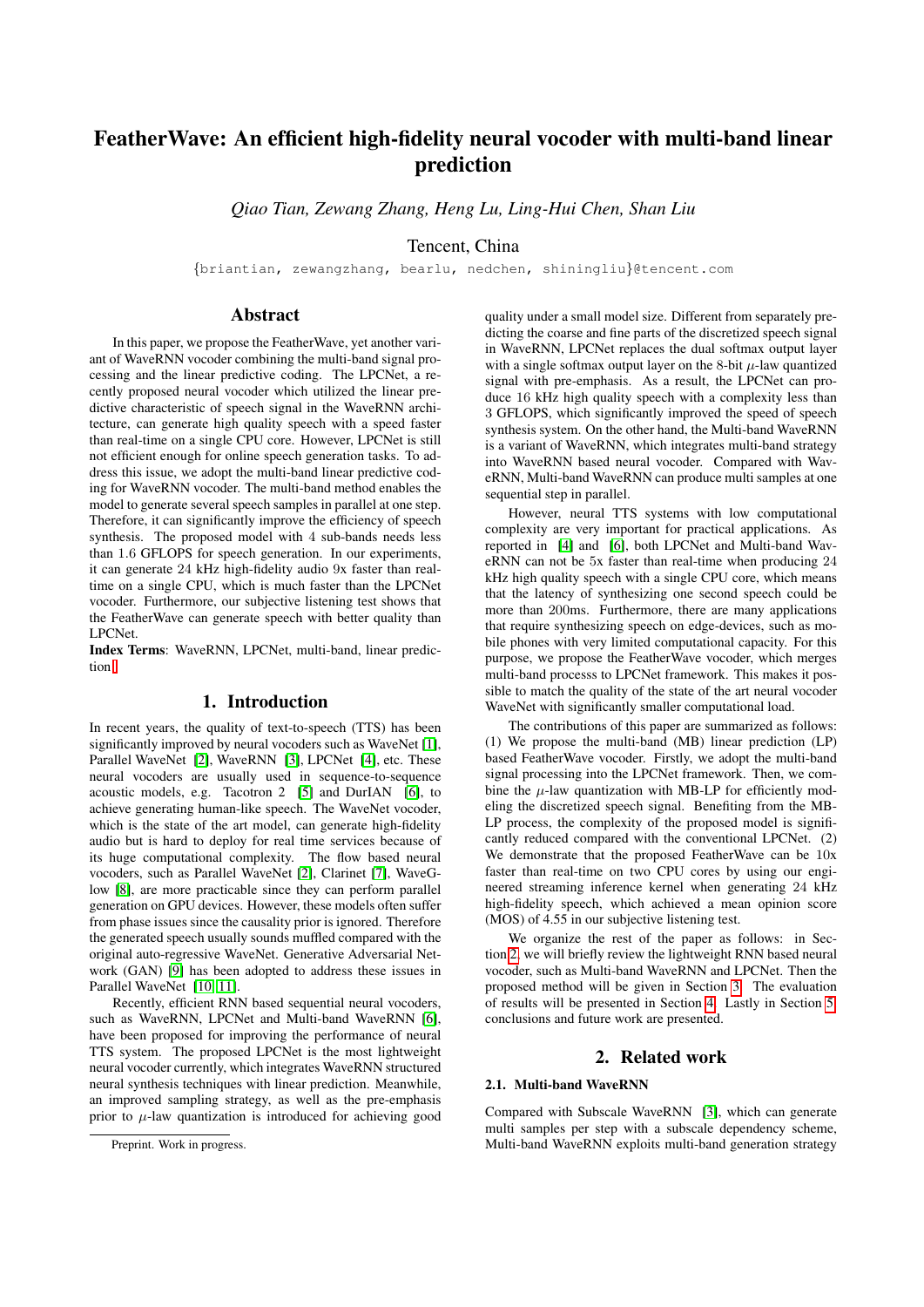# FeatherWave: An efficient high-fidelity neural vocoder with multi-band linear prediction

*Qiao Tian, Zewang Zhang, Heng Lu, Ling-Hui Chen, Shan Liu*

Tencent, China

{briantian, zewangzhang, bearlu, nedchen, shiningliu}@tencent.com

## Abstract

In this paper, we propose the FeatherWave, yet another variant of WaveRNN vocoder combining the multi-band signal processing and the linear predictive coding. The LPCNet, a recently proposed neural vocoder which utilized the linear predictive characteristic of speech signal in the WaveRNN architecture, can generate high quality speech with a speed faster than real-time on a single CPU core. However, LPCNet is still not efficient enough for online speech generation tasks. To address this issue, we adopt the multi-band linear predictive coding for WaveRNN vocoder. The multi-band method enables the model to generate several speech samples in parallel at one step. Therefore, it can significantly improve the efficiency of speech synthesis. The proposed model with 4 sub-bands needs less than 1.6 GFLOPS for speech generation. In our experiments, it can generate 24 kHz high-fidelity audio 9x faster than real-time on a single CPU, which is much faster than the LPCNet vocoder. Furthermore, our subjective listening test shows that the FeatherWave can generate speech with better quality than LPCNet.

**Index Terms**: WaveRNN, LPCNet, multi-band, linear prediction[1]

## 1. Introduction

In recent years, the quality of text-to-speech (TTS) has been significantly improved by neural vocoders such as WaveNet [1], Parallel WaveNet [2], WaveRNN [3], LPCNet [4], etc. These neural vocoders are usually used in sequence-to-sequence acoustic models, e.g. Tacotron 2 [5] and DurIAN [6], to achieve generating human-like speech. The WaveNet vocoder, which is the state of the art model, can generate high-fidelity audio but is hard to deploy for real time services because of its huge computational complexity. The flow based neural vocoders, such as Parallel WaveNet [2], Clarinet [7], WaveGlow [8], are more practicable since they can perform parallel generation on GPU devices. However, these models often suffer from phase issues since the causality prior is ignored. Therefore the generated speech usually sounds muffled compared with the original auto-regressive WaveNet. Generative Adversarial Network (GAN) [9] has been adopted to address these issues in Parallel WaveNet [10, 11].

Recently, efficient RNN based sequential neural vocoders, such as WaveRNN, LPCNet and Multi-band WaveRNN [6], have been proposed for improving the performance of neural TTS system. The proposed LPCNet is the most lightweight neural vocoder currently, which integrates WaveRNN structured neural synthesis techniques with linear prediction. Meanwhile, an improved sampling strategy, as well as the pre-emphasis prior to $\mu$-law quantization is introduced for achieving good quality under a small model size. Different from separately predicting the coarse and fine parts of the discretized speech signal in WaveRNN, LPCNet replaces the dual softmax output layer with a single softmax output layer on the 8-bit $\mu$-law quantized signal with pre-emphasis. As a result, the LPCNet can produce 16 kHz high quality speech with a complexity less than 3 GFLOPS, which significantly improved the speed of speech synthesis system. On the other hand, the Multi-band WaveRNN is a variant of WaveRNN, which integrates multi-band strategy into WaveRNN based neural vocoder. Compared with WaveRNN, Multi-band WaveRNN can produce multi samples at one sequential step in parallel.

However, neural TTS systems with low computational complexity are very important for practical applications. As reported in [4] and [6], both LPCNet and Multi-band WaveRNN can not be 5x faster than real-time when producing 24 kHz high quality speech with a single CPU core, which means that the latency of synthesizing one second speech could be more than 200ms. Furthermore, there are many applications that require synthesizing speech on edge-devices, such as mobile phones with very limited computational capacity. For this purpose, we propose the FeatherWave vocoder, which merges multi-band processs to LPCNet framework. This makes it possible to match the quality of the state of the art neural vocoder WaveNet with significantly smaller computational load.

The contributions of this paper are summarized as follows: (1) We propose the multi-band (MB) linear prediction (LP) based FeatherWave vocoder. Firstly, we adopt the multi-band signal processing into the LPCNet framework. Then, we combine the $\mu$-law quantization with MB-LP for efficiently modeling the discretized speech signal. Benefiting from the MB-LP process, the complexity of the proposed model is significantly reduced compared with the conventional LPCNet. (2) We demonstrate that the proposed FeatherWave can be 10x faster than real-time on two CPU cores by using our engineered streaming inference kernel when generating 24 kHz high-fidelity speech, which achieved a mean opinion score (MOS) of 4.55 in our subjective listening test.

We organize the rest of the paper as follows: in Section 2, we will briefly review the lightweight RNN based neural vocoder, such as Multi-band WaveRNN and LPCNet. Then the proposed method will be given in Section 3. The evaluation of results will be presented in Section 4. Lastly in Section 5, conclusions and future work are presented.

## 2. Related work

### 2.1. Multi-band WaveRNN

Compared with Subscale WaveRNN [3], which can generate multi samples per step with a subscale dependency scheme, Multi-band WaveRNN exploits multi-band generation strategy

[1] Preprint. Work in progress.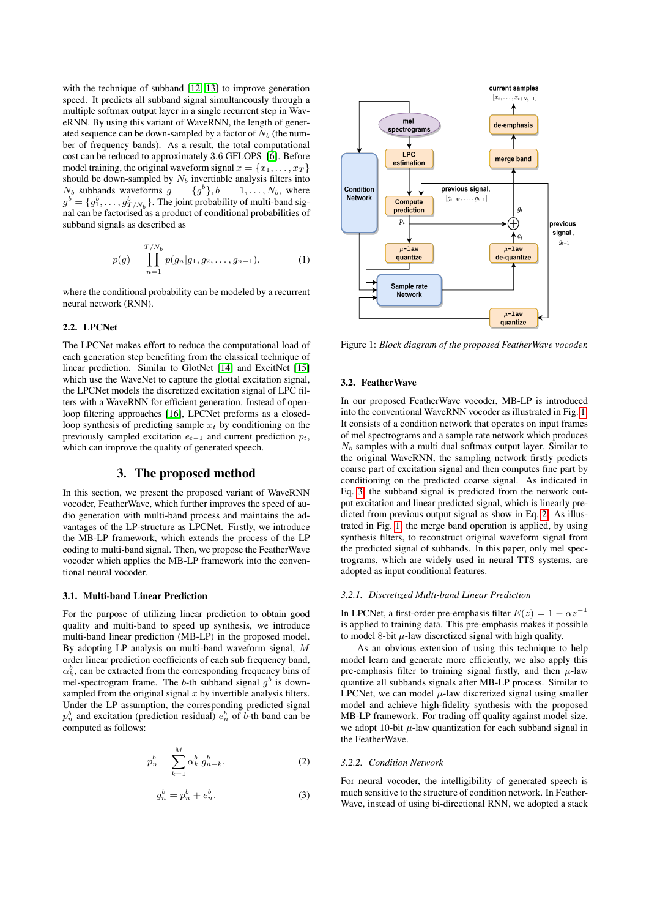with the technique of subband [12] [13] to improve generation speed. It predicts all subband signal simultaneously through a multiple softmax output layer in a single recurrent step in WaveRNN. By using this variant of WaveRNN, the length of generated sequence can be down-sampled by a factor of $N_b$ (the number of frequency bands). As a result, the total computational cost can be reduced to approximately 3.6 GFLOPS [6]. Before model training, the original waveform signal $x = \{x_1, \dots, x_T\}$ should be down-sampled by $N_b$ invertiable analysis filters into $N_b$ subbands waveforms $g = \{g^b\}, b = 1, \dots, N_b$, where $g^b = \{g_1^b, \dots, g_{T/N_b}^b\}$. The joint probability of multi-band signal can be factorised as a product of conditional probabilities of subband signals as described as

$$p(g) = \prod_{n=1}^{T/N_b} p(g_n | g_1, g_2, \dots, g_{n-1}), \tag{1}$$

where the conditional probability can be modeled by a recurrent neural network (RNN).

### 2.2. LPCNet

The LPCNet makes effort to reduce the computational load of each generation step benefiting from the classical technique of linear prediction. Similar to GlotNet [14] and ExcitNet [15] which use the WaveNet to capture the glottal excitation signal, the LPCNet models the discretized excitation signal of LPC filters with a WaveRNN for efficient generation. Instead of open-loop filtering approaches [16], LPCNet preforms as a closed-loop synthesis of predicting sample $x_t$ by conditioning on the previously sampled excitation $e_{t-1}$ and current prediction $p_t$, which can improve the quality of generated speech.

## 3. The proposed method

In this section, we present the proposed variant of WaveRNN vocoder, FeatherWave, which further improves the speed of audio generation with multi-band process and maintains the advantages of the LP-structure as LPCNet. Firstly, we introduce the MB-LP framework, which extends the process of the LP coding to multi-band signal. Then, we propose the FeatherWave vocoder which applies the MB-LP framework into the conventional neural vocoder.

### 3.1. Multi-band Linear Prediction

For the purpose of utilizing linear prediction to obtain good quality and multi-band to speed up synthesis, we introduce multi-band linear prediction (MB-LP) in the proposed model. By adopting LP analysis on multi-band waveform signal, $M$ order linear prediction coefficients of each sub frequency band, $\alpha_k^b$, can be extracted from the corresponding frequency bins of mel-spectrogram frame. The $b$-th subband signal $g^b$ is downsampled from the original signal $x$ by invertible analysis filters. Under the LP assumption, the corresponding predicted signal $p_n^b$ and excitation (prediction residual) $e_n^b$ of $b$-th band can be computed as follows:

$$p_n^b = \sum_{k=1}^{M} \alpha_k^b \, g_{n-k}^b, \tag{2}$$

$$g_n^b = p_n^b + e_n^b. \tag{3}$$

Figure 1: *Block diagram of the proposed FeatherWave vocoder.*

### 3.2. FeatherWave

In our proposed FeatherWave vocoder, MB-LP is introduced into the conventional WaveRNN vocoder as illustrated in Fig. 1. It consists of a condition network that operates on input frames of mel spectrograms and a sample rate network which produces $N_b$ samples with a multi dual softmax output layer. Similar to the original WaveRNN, the sampling network firstly predicts coarse part of excitation signal and then computes fine part by conditioning on the predicted coarse signal. As indicated in Eq. 3, the subband signal is predicted from the network output excitation and linear predicted signal, which is linearly predicted from previous output signal as show in Eq. 2. As illustrated in Fig. 1, the merge band operation is applied, by using synthesis filters, to reconstruct original waveform signal from the predicted signal of subbands. In this paper, only mel spectrograms, which are widely used in neural TTS systems, are adopted as input conditional features.

#### 3.2.1. Discretized Multi-band Linear Prediction

In LPCNet, a first-order pre-emphasis filter $E(z) = 1 - \alpha z^{-1}$ is applied to training data. This pre-emphasis makes it possible to model 8-bit $\mu$-law discretized signal with high quality.

As an obvious extension of using this technique to help model learn and generate more efficiently, we also apply this pre-emphasis filter to training signal firstly, and then $\mu$-law quantize all subbands signals after MB-LP process. Similar to LPCNet, we can model $\mu$-law discretized signal using smaller model and achieve high-fidelity synthesis with the proposed MB-LP framework. For trading off quality against model size, we adopt 10-bit $\mu$-law quantization for each subband signal in the FeatherWave.

#### 3.2.2. Condition Network

For neural vocoder, the intelligibility of generated speech is much sensitive to the structure of condition network. In FeatherWave, instead of using bi-directional RNN, we adopted a stack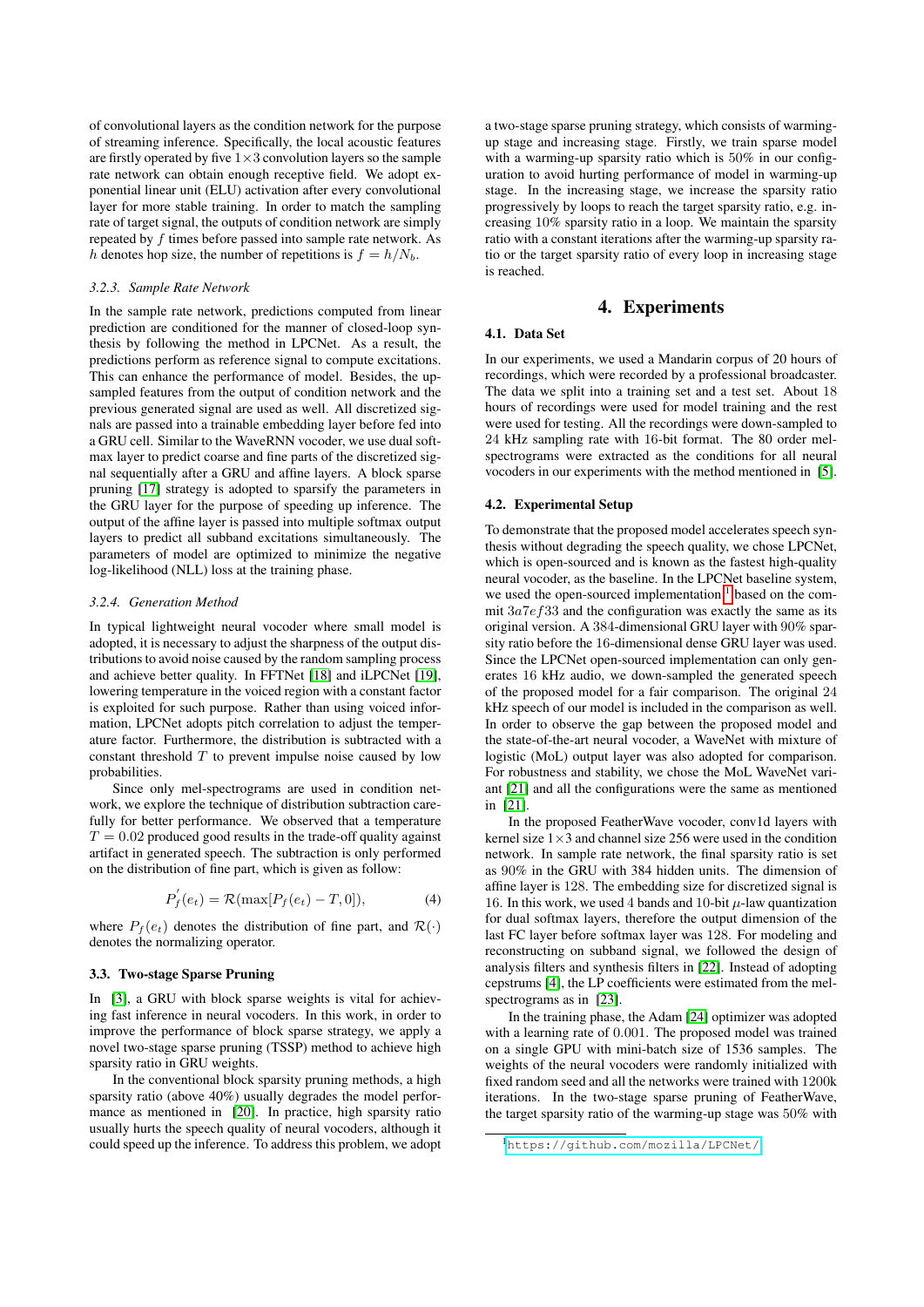of convolutional layers as the condition network for the purpose of streaming inference. Specifically, the local acoustic features are firstly operated by five $1\times3$ convolution layers so the sample rate network can obtain enough receptive field. We adopt exponential linear unit (ELU) activation after every convolutional layer for more stable training. In order to match the sampling rate of target signal, the outputs of condition network are simply repeated by $f$ times before passed into sample rate network. As $h$ denotes hop size, the number of repetitions is $f = h/N_b$.

#### 3.2.3. Sample Rate Network

In the sample rate network, predictions computed from linear prediction are conditioned for the manner of closed-loop synthesis by following the method in LPCNet. As a result, the predictions perform as reference signal to compute excitations. This can enhance the performance of model. Besides, the upsampled features from the output of condition network and the previous generated signal are used as well. All discretized signals are passed into a trainable embedding layer before fed into a GRU cell. Similar to the WaveRNN vocoder, we use dual softmax layer to predict coarse and fine parts of the discretized signal sequentially after a GRU and affine layers. A block sparse pruning [17] strategy is adopted to sparsify the parameters in the GRU layer for the purpose of speeding up inference. The output of the affine layer is passed into multiple softmax output layers to predict all subband excitations simultaneously. The parameters of model are optimized to minimize the negative log-likelihood (NLL) loss at the training phase.

#### 3.2.4. Generation Method

In typical lightweight neural vocoder where small model is adopted, it is necessary to adjust the sharpness of the output distributions to avoid noise caused by the random sampling process and achieve better quality. In FFTNet [18] and iLPCNet [19], lowering temperature in the voiced region with a constant factor is exploited for such purpose. Rather than using voiced information, LPCNet adopts pitch correlation to adjust the temperature factor. Furthermore, the distribution is subtracted with a constant threshold $T$ to prevent impulse noise caused by low probabilities.

Since only mel-spectrograms are used in condition network, we explore the technique of distribution subtraction carefully for better performance. We observed that a temperature $T = 0.02$ produced good results in the trade-off quality against artifact in generated speech. The subtraction is only performed on the distribution of fine part, which is given as follow:

$$P_f^{'}(e_t) = \mathcal{R}(\max[P_f(e_t) - T, 0]), \tag{4}$$

where $P_f(e_t)$ denotes the distribution of fine part, and $\mathcal{R}(\cdot)$ denotes the normalizing operator.

### 3.3. Two-stage Sparse Pruning

In [3], a GRU with block sparse weights is vital for achieving fast inference in neural vocoders. In this work, in order to improve the performance of block sparse strategy, we apply a novel two-stage sparse pruning (TSSP) method to achieve high sparsity ratio in GRU weights.

In the conventional block sparsity pruning methods, a high sparsity ratio (above 40%) usually degrades the model performance as mentioned in [20]. In practice, high sparsity ratio usually hurts the speech quality of neural vocoders, although it could speed up the inference. To address this problem, we adopt a two-stage sparse pruning strategy, which consists of warming-up stage and increasing stage. Firstly, we train sparse model with a warming-up sparsity ratio which is 50% in our configuration to avoid hurting performance of model in warming-up stage. In the increasing stage, we increase the sparsity ratio progressively by loops to reach the target sparsity ratio, e.g. increasing 10% sparsity ratio in a loop. We maintain the sparsity ratio with a constant iterations after the warming-up sparsity ratio or the target sparsity ratio of every loop in increasing stage is reached.

## 4. Experiments

### 4.1. Data Set

In our experiments, we used a Mandarin corpus of 20 hours of recordings, which were recorded by a professional broadcaster. The data we split into a training set and a test set. About 18 hours of recordings were used for model training and the rest were used for testing. All the recordings were down-sampled to 24 kHz sampling rate with 16-bit format. The 80 order mel-spectrograms were extracted as the conditions for all neural vocoders in our experiments with the method mentioned in [5].

### 4.2. Experimental Setup

To demonstrate that the proposed model accelerates speech synthesis without degrading the speech quality, we chose LPCNet, which is open-sourced and is known as the fastest high-quality neural vocoder, as the baseline. In the LPCNet baseline system, we used the open-sourced implementation [1] based on the commit $3a7ef33$ and the configuration was exactly the same as its original version. A 384-dimensional GRU layer with 90% sparsity ratio before the 16-dimensional dense GRU layer was used. Since the LPCNet open-sourced implementation can only generates 16 kHz audio, we down-sampled the generated speech of the proposed model for a fair comparison. The original 24 kHz speech of our model is included in the comparison as well. In order to observe the gap between the proposed model and the state-of-the-art neural vocoder, a WaveNet with mixture of logistic (MoL) output layer was also adopted for comparison. For robustness and stability, we chose the MoL WaveNet variant [21] and all the configurations were the same as mentioned in [21].

In the proposed FeatherWave vocoder, conv1d layers with kernel size $1\times3$ and channel size 256 were used in the condition network. In sample rate network, the final sparsity ratio is set as 90% in the GRU with 384 hidden units. The dimension of affine layer is 128. The embedding size for discretized signal is 16. In this work, we used 4 bands and 10-bit $\mu$-law quantization for dual softmax layers, therefore the output dimension of the last FC layer before softmax layer was 128. For modeling and reconstructing on subband signal, we followed the design of analysis filters and synthesis filters in [22]. Instead of adopting cepstrums [4], the LP coefficients were estimated from the mel-spectrograms as in [23].

In the training phase, the Adam [24] optimizer was adopted with a learning rate of 0.001. The proposed model was trained on a single GPU with mini-batch size of 1536 samples. The weights of the neural vocoders were randomly initialized with fixed random seed and all the networks were trained with 1200k iterations. In the two-stage sparse pruning of FeatherWave, the target sparsity ratio of the warming-up stage was 50% with

[1] https://github.com/mozilla/LPCNet/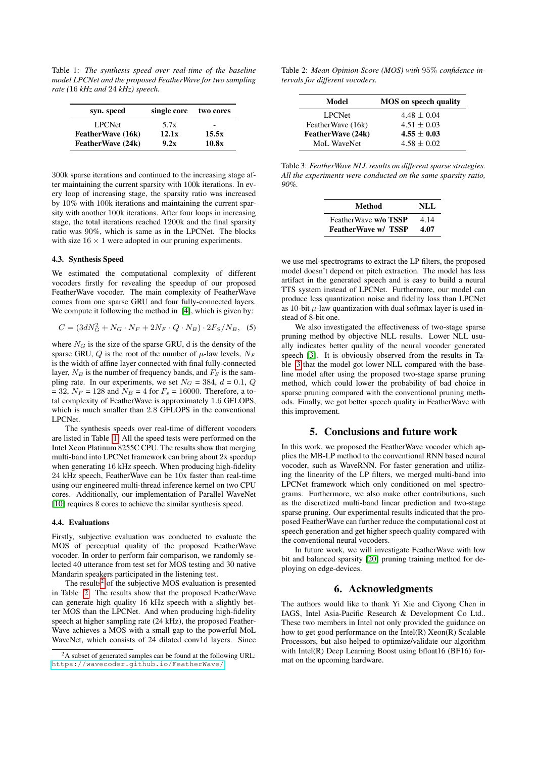Table 1: *The synthesis speed over real-time of the baseline model LPCNet and the proposed FeatherWave for two sampling rate (16 kHz and 24 kHz) speech.*

| syn. speed | single core | two cores |
|---|---|---|
| LPCNet | 5.7x | - |
| **FeatherWave (16k)** | **12.1x** | **15.5x** |
| **FeatherWave (24k)** | **9.2x** | **10.8x** |

300k sparse iterations and continued to the increasing stage after maintaining the current sparsity with 100k iterations. In every loop of increasing stage, the sparsity ratio was increased by 10% with 100k iterations and maintaining the current sparsity with another 100k iterations. After four loops in increasing stage, the total iterations reached 1200k and the final sparsity ratio was 90%, which is same as in the LPCNet. The blocks with size $16 \times 1$ were adopted in our pruning experiments.

### 4.3. Synthesis Speed

We estimated the computational complexity of different vocoders firstly for revealing the speedup of our proposed FeatherWave vocoder. The main complexity of FeatherWave comes from one sparse GRU and four fully-connected layers. We compute it following the method in [4], which is given by:

$$C = (3dN_G^2 + N_G \cdot N_F + 2N_F \cdot Q \cdot N_B) \cdot 2F_S/N_B, \quad (5)$$

where $N_G$ is the size of the sparse GRU, d is the density of the sparse GRU, $Q$ is the root of the number of $\mu$-law levels, $N_F$ is the width of affine layer connected with final fully-connected layer, $N_B$ is the number of frequency bands, and $F_S$ is the sampling rate. In our experiments, we set $N_G$ = 384, $d$ = 0.1, $Q$ = 32, $N_F$ = 128 and $N_B$ = 4 for $F_s$ = 16000. Therefore, a total complexity of FeatherWave is approximately 1.6 GFLOPS, which is much smaller than 2.8 GFLOPS in the conventional LPCNet.

The synthesis speeds over real-time of different vocoders are listed in Table 1. All the speed tests were performed on the Intel Xeon Platinum 8255C CPU. The results show that merging multi-band into LPCNet framework can bring about 2x speedup when generating 16 kHz speech. When producing high-fidelity 24 kHz speech, FeatherWave can be 10x faster than real-time using our engineered multi-thread inference kernel on two CPU cores. Additionally, our implementation of Parallel WaveNet [10] requires 8 cores to achieve the similar synthesis speed.

### 4.4. Evaluations

Firstly, subjective evaluation was conducted to evaluate the MOS of perceptual quality of the proposed FeatherWave vocoder. In order to perform fair comparison, we randomly selected 40 utterance from test set for MOS testing and 30 native Mandarin speakers participated in the listening test.

The results[2] of the subjective MOS evaluation is presented in Table 2. The results show that the proposed FeatherWave can generate high quality 16 kHz speech with a slightly better MOS than the LPCNet. And when producing high-fidelity speech at higher sampling rate (24 kHz), the proposed FeatherWave achieves a MOS with a small gap to the powerful MoL WaveNet, which consists of 24 dilated conv1d layers. Since we use mel-spectrograms to extract the LP filters, the proposed model doesn't depend on pitch extraction. The model has less artifact in the generated speech and is easy to build a neural TTS system instead of LPCNet. Furthermore, our model can produce less quantization noise and fidelity loss than LPCNet as 10-bit $\mu$-law quantization with dual softmax layer is used instead of 8-bit one.

[2] A subset of generated samples can be found at the following URL: https://wavecoder.github.io/FeatherWave/

Table 2: *Mean Opinion Score (MOS) with 95% confidence intervals for different vocoders.*

| Model | MOS on speech quality |
|---|---|
| LPCNet | $4.48 \pm 0.04$ |
| FeatherWave (16k) | $4.51 \pm 0.03$ |
| **FeatherWave (24k)** | $\mathbf{4.55 \pm 0.03}$ |
| MoL WaveNet | $4.58 \pm 0.02$ |

Table 3: *FeatherWave NLL results on different sparse strategies. All the experiments were conducted on the same sparsity ratio, 90%.*

| Method | NLL |
|---|---|
| FeatherWave **w/o TSSP** | 4.14 |
| **FeatherWave w/ TSSP** | **4.07** |

We also investigated the effectiveness of two-stage sparse pruning method by objective NLL results. Lower NLL usually indicates better quality of the neural vocoder generated speech [3]. It is obviously observed from the results in Table 3 that the model got lower NLL compared with the baseline model after using the proposed two-stage sparse pruning method, which could lower the probability of bad choice in sparse pruning compared with the conventional pruning methods. Finally, we got better speech quality in FeatherWave with this improvement.

## 5. Conclusions and future work

In this work, we proposed the FeatherWave vocoder which applies the MB-LP method to the conventional RNN based neural vocoder, such as WaveRNN. For faster generation and utilizing the linearity of the LP filters, we merged multi-band into LPCNet framework which only conditioned on mel spectrograms. Furthermore, we also make other contributions, such as the discretized multi-band linear prediction and two-stage sparse pruning. Our experimental results indicated that the proposed FeatherWave can further reduce the computational cost at speech generation and get higher speech quality compared with the conventional neural vocoders.

In future work, we will investigate FeatherWave with low bit and balanced sparsity [20] pruning training method for deploying on edge-devices.

## 6. Acknowledgments

The authors would like to thank Yi Xie and Ciyong Chen in IAGS, Intel Asia-Pacific Research & Development Co Ltd.. These two members in Intel not only provided the guidance on how to get good performance on the Intel(R) Xeon(R) Scalable Processors, but also helped to optimize/validate our algorithm with Intel(R) Deep Learning Boost using bfloat16 (BF16) format on the upcoming hardware.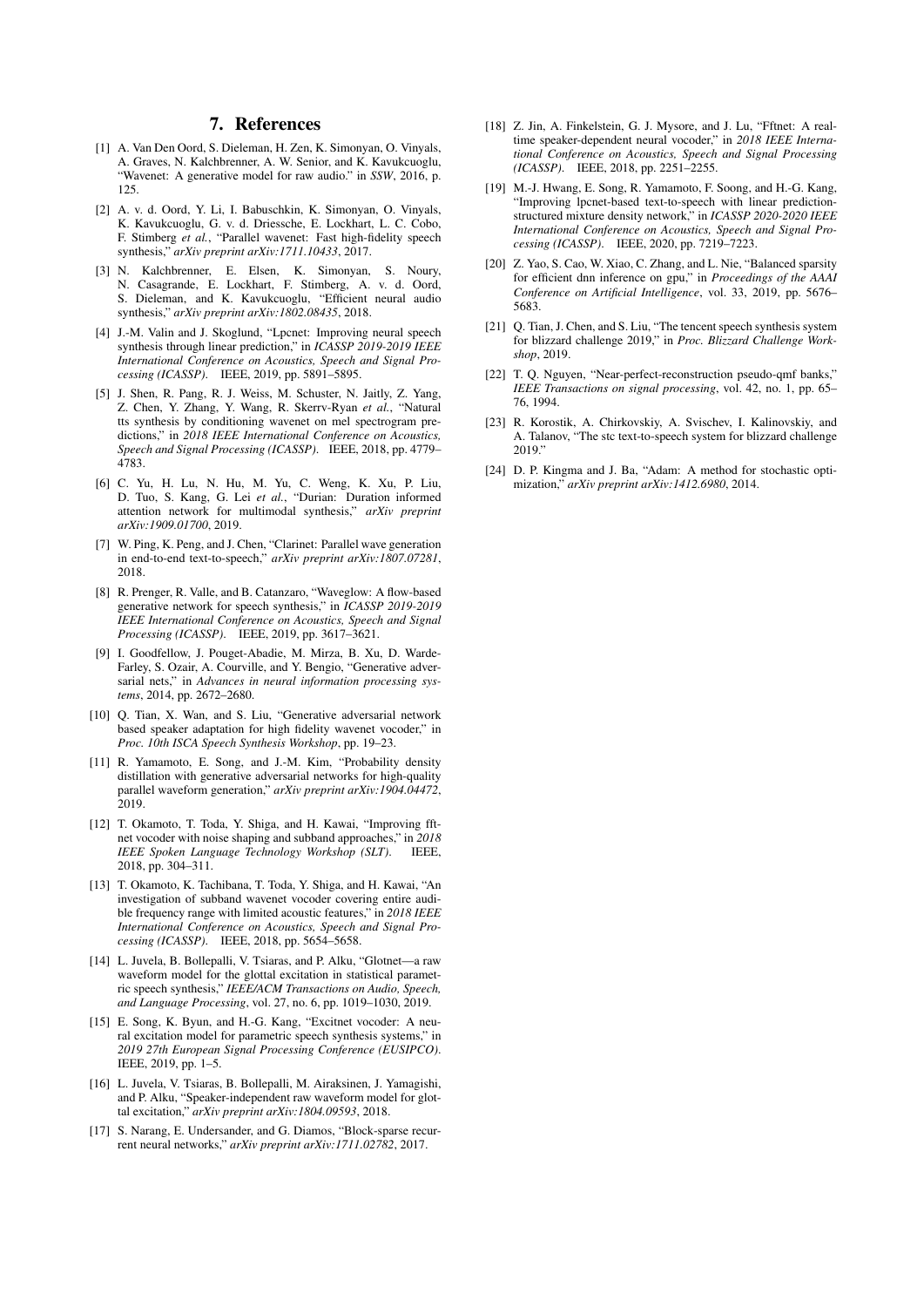## 7. References

[1] A. Van Den Oord, S. Dieleman, H. Zen, K. Simonyan, O. Vinyals, A. Graves, N. Kalchbrenner, A. W. Senior, and K. Kavukcuoglu, "Wavenet: A generative model for raw audio." in *SSW*, 2016, p. 125.

[2] A. v. d. Oord, Y. Li, I. Babuschkin, K. Simonyan, O. Vinyals, K. Kavukcuoglu, G. v. d. Driessche, E. Lockhart, L. C. Cobo, F. Stimberg *et al.*, "Parallel wavenet: Fast high-fidelity speech synthesis," *arXiv preprint arXiv:1711.10433*, 2017.

[3] N. Kalchbrenner, E. Elsen, K. Simonyan, S. Noury, N. Casagrande, E. Lockhart, F. Stimberg, A. v. d. Oord, S. Dieleman, and K. Kavukcuoglu, "Efficient neural audio synthesis," *arXiv preprint arXiv:1802.08435*, 2018.

[4] J.-M. Valin and J. Skoglund, "Lpcnet: Improving neural speech synthesis through linear prediction," in *ICASSP 2019-2019 IEEE International Conference on Acoustics, Speech and Signal Processing (ICASSP)*. IEEE, 2019, pp. 5891–5895.

[5] J. Shen, R. Pang, R. J. Weiss, M. Schuster, N. Jaitly, Z. Yang, Z. Chen, Y. Zhang, Y. Wang, R. Skerrv-Ryan *et al.*, "Natural tts synthesis by conditioning wavenet on mel spectrogram predictions," in *2018 IEEE International Conference on Acoustics, Speech and Signal Processing (ICASSP)*. IEEE, 2018, pp. 4779–4783.

[6] C. Yu, H. Lu, N. Hu, M. Yu, C. Weng, K. Xu, P. Liu, D. Tuo, S. Kang, G. Lei *et al.*, "Durian: Duration informed attention network for multimodal synthesis," *arXiv preprint arXiv:1909.01700*, 2019.

[7] W. Ping, K. Peng, and J. Chen, "Clarinet: Parallel wave generation in end-to-end text-to-speech," *arXiv preprint arXiv:1807.07281*, 2018.

[8] R. Prenger, R. Valle, and B. Catanzaro, "Waveglow: A flow-based generative network for speech synthesis," in *ICASSP 2019-2019 IEEE International Conference on Acoustics, Speech and Signal Processing (ICASSP)*. IEEE, 2019, pp. 3617–3621.

[9] I. Goodfellow, J. Pouget-Abadie, M. Mirza, B. Xu, D. Warde-Farley, S. Ozair, A. Courville, and Y. Bengio, "Generative adversarial nets," in *Advances in neural information processing systems*, 2014, pp. 2672–2680.

[10] Q. Tian, X. Wan, and S. Liu, "Generative adversarial network based speaker adaptation for high fidelity wavenet vocoder," in *Proc. 10th ISCA Speech Synthesis Workshop*, pp. 19–23.

[11] R. Yamamoto, E. Song, and J.-M. Kim, "Probability density distillation with generative adversarial networks for high-quality parallel waveform generation," *arXiv preprint arXiv:1904.04472*, 2019.

[12] T. Okamoto, T. Toda, Y. Shiga, and H. Kawai, "Improving fftnet vocoder with noise shaping and subband approaches," in *2018 IEEE Spoken Language Technology Workshop (SLT)*. IEEE, 2018, pp. 304–311.

[13] T. Okamoto, K. Tachibana, T. Toda, Y. Shiga, and H. Kawai, "An investigation of subband wavenet vocoder covering entire audible frequency range with limited acoustic features," in *2018 IEEE International Conference on Acoustics, Speech and Signal Processing (ICASSP)*. IEEE, 2018, pp. 5654–5658.

[14] L. Juvela, B. Bollepalli, V. Tsiaras, and P. Alku, "Glotnet—a raw waveform model for the glottal excitation in statistical parametric speech synthesis," *IEEE/ACM Transactions on Audio, Speech, and Language Processing*, vol. 27, no. 6, pp. 1019–1030, 2019.

[15] E. Song, K. Byun, and H.-G. Kang, "Excitnet vocoder: A neural excitation model for parametric speech synthesis systems," in *2019 27th European Signal Processing Conference (EUSIPCO)*. IEEE, 2019, pp. 1–5.

[16] L. Juvela, V. Tsiaras, B. Bollepalli, M. Airaksinen, J. Yamagishi, and P. Alku, "Speaker-independent raw waveform model for glottal excitation," *arXiv preprint arXiv:1804.09593*, 2018.

[17] S. Narang, E. Undersander, and G. Diamos, "Block-sparse recurrent neural networks," *arXiv preprint arXiv:1711.02782*, 2017.

[18] Z. Jin, A. Finkelstein, G. J. Mysore, and J. Lu, "Fftnet: A real-time speaker-dependent neural vocoder," in *2018 IEEE International Conference on Acoustics, Speech and Signal Processing (ICASSP)*. IEEE, 2018, pp. 2251–2255.

[19] M.-J. Hwang, E. Song, R. Yamamoto, F. Soong, and H.-G. Kang, "Improving lpcnet-based text-to-speech with linear prediction-structured mixture density network," in *ICASSP 2020-2020 IEEE International Conference on Acoustics, Speech and Signal Processing (ICASSP)*. IEEE, 2020, pp. 7219–7223.

[20] Z. Yao, S. Cao, W. Xiao, C. Zhang, and L. Nie, "Balanced sparsity for efficient dnn inference on gpu," in *Proceedings of the AAAI Conference on Artificial Intelligence*, vol. 33, 2019, pp. 5676–5683.

[21] Q. Tian, J. Chen, and S. Liu, "The tencent speech synthesis system for blizzard challenge 2019," in *Proc. Blizzard Challenge Workshop*, 2019.

[22] T. Q. Nguyen, "Near-perfect-reconstruction pseudo-qmf banks," *IEEE Transactions on signal processing*, vol. 42, no. 1, pp. 65–76, 1994.

[23] R. Korostik, A. Chirkovskiy, A. Svischev, I. Kalinovskiy, and A. Talanov, "The stc text-to-speech system for blizzard challenge 2019."

[24] D. P. Kingma and J. Ba, "Adam: A method for stochastic optimization," *arXiv preprint arXiv:1412.6980*, 2014.